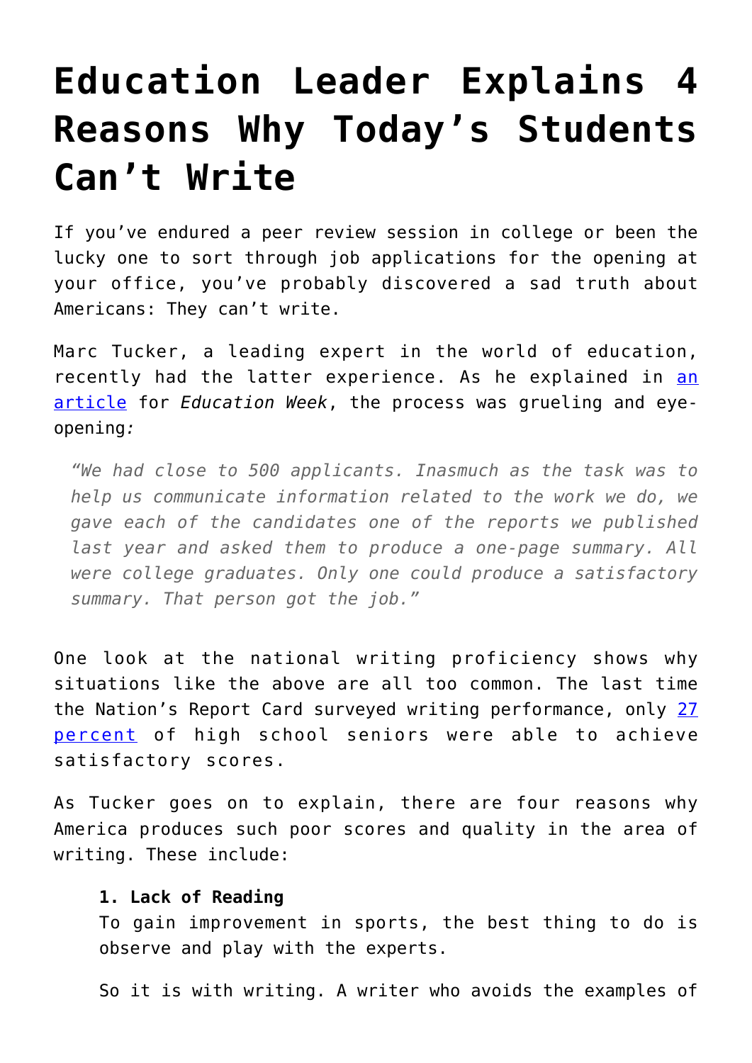# Education Leader Explains 4 Reasons Why Today's Students Can't Write

If you've endured a peer review session in college or been the lucky one to sort through job applications for the opening at your office, you've probably discovered a sad truth about Americans: They can't write.

Marc Tucker, a leading expert in the world of education, recently had the latter experience. As he explained in an article for *Education Week*, the process was grueling and eye-opening*:*

> *"We had close to 500 applicants. Inasmuch as the task was to help us communicate information related to the work we do, we gave each of the candidates one of the reports we published last year and asked them to produce a one-page summary. All were college graduates. Only one could produce a satisfactory summary. That person got the job."*

One look at the national writing proficiency shows why situations like the above are all too common. The last time the Nation's Report Card surveyed writing performance, only 27 percent of high school seniors were able to achieve satisfactory scores.

As Tucker goes on to explain, there are four reasons why America produces such poor scores and quality in the area of writing. These include:

> **1. Lack of Reading**
> To gain improvement in sports, the best thing to do is observe and play with the experts.
>
> So it is with writing. A writer who avoids the examples of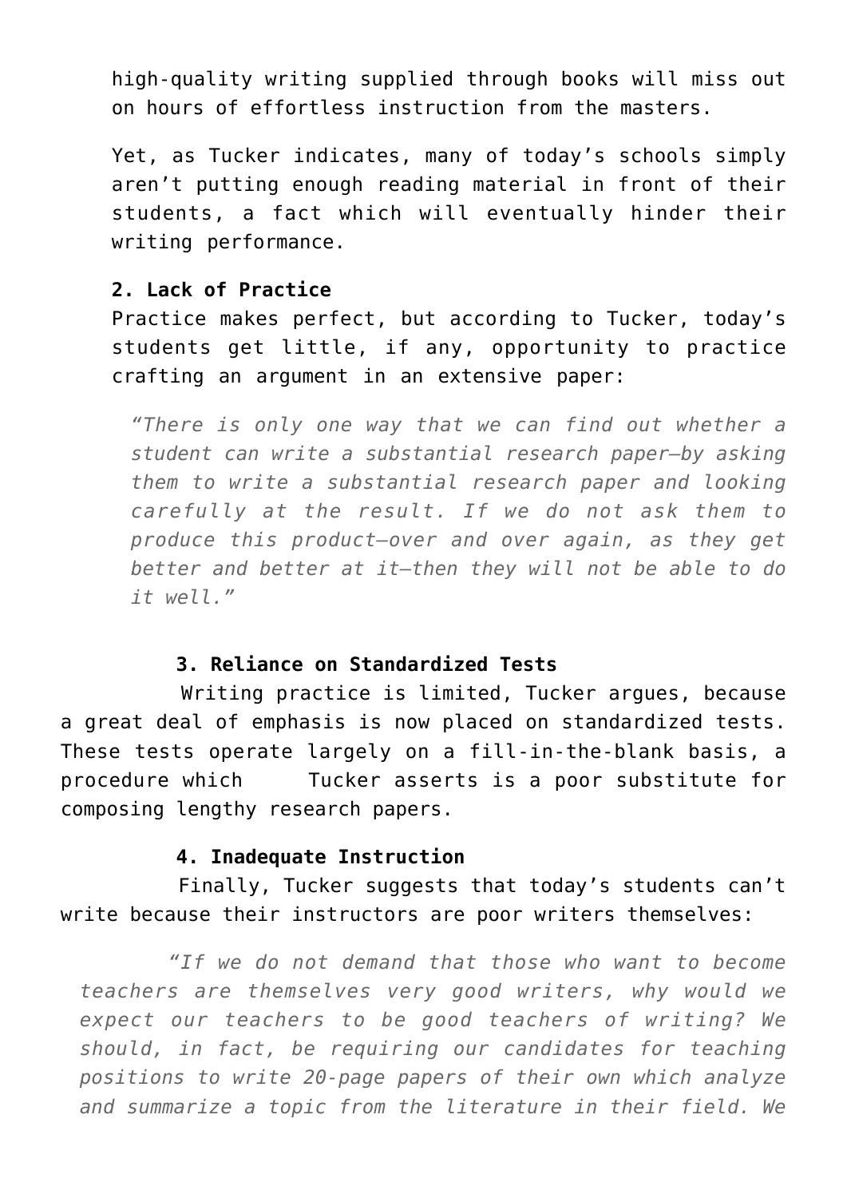high-quality writing supplied through books will miss out on hours of effortless instruction from the masters.

Yet, as Tucker indicates, many of today's schools simply aren't putting enough reading material in front of their students, a fact which will eventually hinder their writing performance.

**2. Lack of Practice**
Practice makes perfect, but according to Tucker, today's students get little, if any, opportunity to practice crafting an argument in an extensive paper:

> *"There is only one way that we can find out whether a student can write a substantial research paper—by asking them to write a substantial research paper and looking carefully at the result. If we do not ask them to produce this product—over and over again, as they get better and better at it—then they will not be able to do it well."*

**3. Reliance on Standardized Tests**
Writing practice is limited, Tucker argues, because a great deal of emphasis is now placed on standardized tests. These tests operate largely on a fill-in-the-blank basis, a procedure which Tucker asserts is a poor substitute for composing lengthy research papers.

**4. Inadequate Instruction**
Finally, Tucker suggests that today's students can't write because their instructors are poor writers themselves:

> *"If we do not demand that those who want to become teachers are themselves very good writers, why would we expect our teachers to be good teachers of writing? We should, in fact, be requiring our candidates for teaching positions to write 20-page papers of their own which analyze and summarize a topic from the literature in their field. We*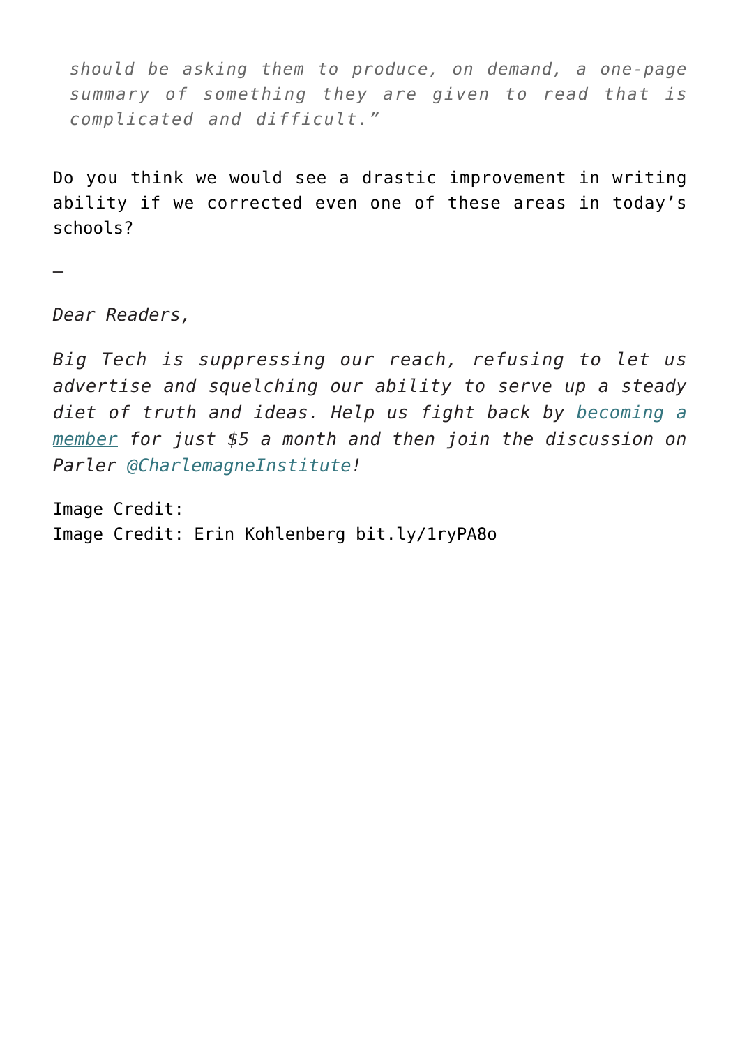> *should be asking them to produce, on demand, a one-page summary of something they are given to read that is complicated and difficult."*

Do you think we would see a drastic improvement in writing ability if we corrected even one of these areas in today's schools?

—

*Dear Readers,*

*Big Tech is suppressing our reach, refusing to let us advertise and squelching our ability to serve up a steady diet of truth and ideas. Help us fight back by [becoming a member](#) for just $5 a month and then join the discussion on Parler [@CharlemagneInstitute](#)!*

Image Credit:
Image Credit: Erin Kohlenberg bit.ly/1ryPA8o